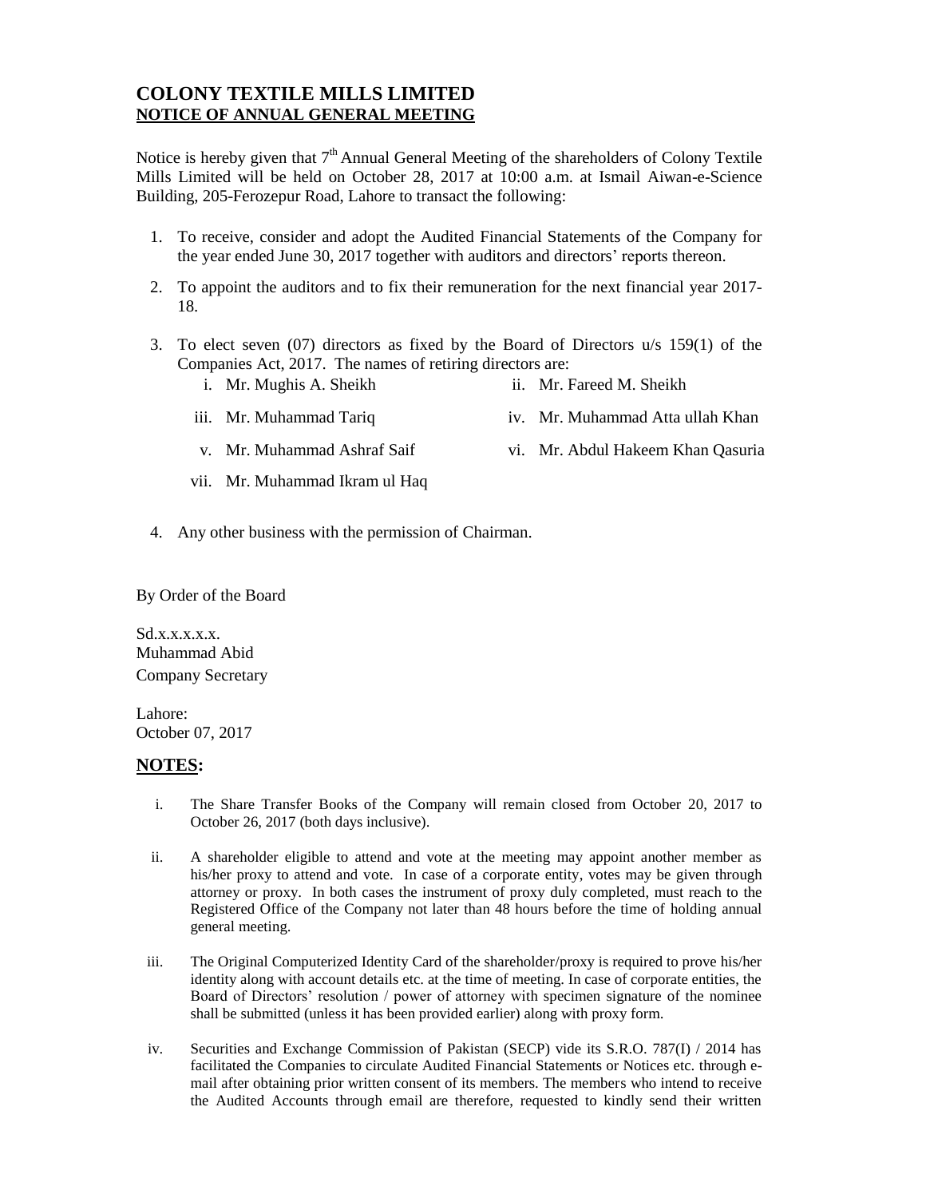# COLONY TEXTILE MILLS LIMITED

## NOTICE OF ANNUAL GENERAL MEETING

Notice is hereby given that 7th Annual General Meeting of the shareholders of Colony Textile Mills Limited will be held on October 28, 2017 at 10:00 a.m. at Ismail Aiwan-e-Science Building, 205-Ferozepur Road, Lahore to transact the following:

1. To receive, consider and adopt the Audited Financial Statements of the Company for the year ended June 30, 2017 together with auditors and directors' reports thereon.
2. To appoint the auditors and to fix their remuneration for the next financial year 2017-18.
3. To elect seven (07) directors as fixed by the Board of Directors u/s 159(1) of the Companies Act, 2017. The names of retiring directors are:
   - i. Mr. Mughis A. Sheikh
   - ii. Mr. Fareed M. Sheikh
   - iii. Mr. Muhammad Tariq
   - iv. Mr. Muhammad Atta ullah Khan
   - v. Mr. Muhammad Ashraf Saif
   - vi. Mr. Abdul Hakeem Khan Qasuria
   - vii. Mr. Muhammad Ikram ul Haq
4. Any other business with the permission of Chairman.

By Order of the Board

Sd.x.x.x.x.x.
Muhammad Abid
Company Secretary

Lahore:
October 07, 2017

## NOTES:

i. The Share Transfer Books of the Company will remain closed from October 20, 2017 to October 26, 2017 (both days inclusive).

ii. A shareholder eligible to attend and vote at the meeting may appoint another member as his/her proxy to attend and vote. In case of a corporate entity, votes may be given through attorney or proxy. In both cases the instrument of proxy duly completed, must reach to the Registered Office of the Company not later than 48 hours before the time of holding annual general meeting.

iii. The Original Computerized Identity Card of the shareholder/proxy is required to prove his/her identity along with account details etc. at the time of meeting. In case of corporate entities, the Board of Directors' resolution / power of attorney with specimen signature of the nominee shall be submitted (unless it has been provided earlier) along with proxy form.

iv. Securities and Exchange Commission of Pakistan (SECP) vide its S.R.O. 787(I) / 2014 has facilitated the Companies to circulate Audited Financial Statements or Notices etc. through e-mail after obtaining prior written consent of its members. The members who intend to receive the Audited Accounts through email are therefore, requested to kindly send their written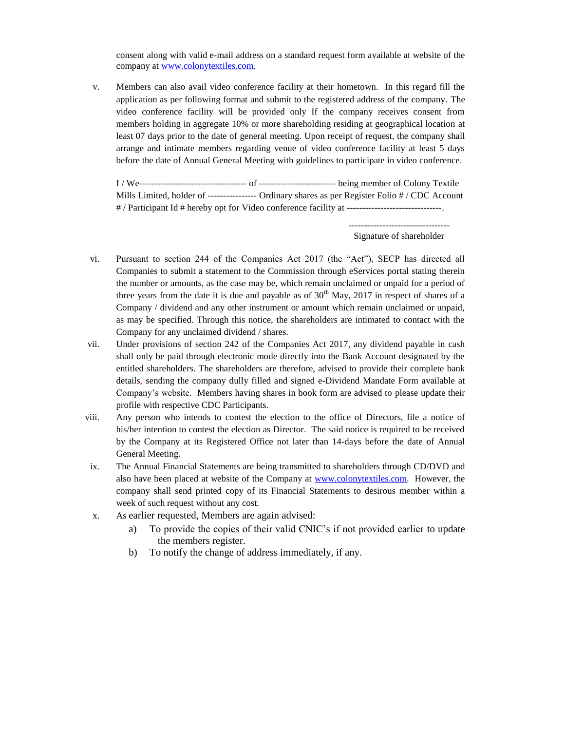consent along with valid e-mail address on a standard request form available at website of the company at www.colonytextiles.com.

v. Members can also avail video conference facility at their hometown. In this regard fill the application as per following format and submit to the registered address of the company. The video conference facility will be provided only If the company receives consent from members holding in aggregate 10% or more shareholding residing at geographical location at least 07 days prior to the date of general meeting. Upon receipt of request, the company shall arrange and intimate members regarding venue of video conference facility at least 5 days before the date of Annual General Meeting with guidelines to participate in video conference.

   I / We----------------------------------- of ------------------------- being member of Colony Textile Mills Limited, holder of ---------------- Ordinary shares as per Register Folio # / CDC Account # / Participant Id # hereby opt for Video conference facility at -------------------------------.

   ---------------------------------
   Signature of shareholder

vi. Pursuant to section 244 of the Companies Act 2017 (the "Act"), SECP has directed all Companies to submit a statement to the Commission through eServices portal stating therein the number or amounts, as the case may be, which remain unclaimed or unpaid for a period of three years from the date it is due and payable as of 30th May, 2017 in respect of shares of a Company / dividend and any other instrument or amount which remain unclaimed or unpaid, as may be specified. Through this notice, the shareholders are intimated to contact with the Company for any unclaimed dividend / shares.

vii. Under provisions of section 242 of the Companies Act 2017, any dividend payable in cash shall only be paid through electronic mode directly into the Bank Account designated by the entitled shareholders. The shareholders are therefore, advised to provide their complete bank details, sending the company dully filled and signed e-Dividend Mandate Form available at Company's website. Members having shares in book form are advised to please update their profile with respective CDC Participants.

viii. Any person who intends to contest the election to the office of Directors, file a notice of his/her intention to contest the election as Director. The said notice is required to be received by the Company at its Registered Office not later than 14-days before the date of Annual General Meeting.

ix. The Annual Financial Statements are being transmitted to shareholders through CD/DVD and also have been placed at website of the Company at www.colonytextiles.com. However, the company shall send printed copy of its Financial Statements to desirous member within a week of such request without any cost.

x. As earlier requested, Members are again advised:
   a) To provide the copies of their valid CNIC's if not provided earlier to update the members register.
   b) To notify the change of address immediately, if any.